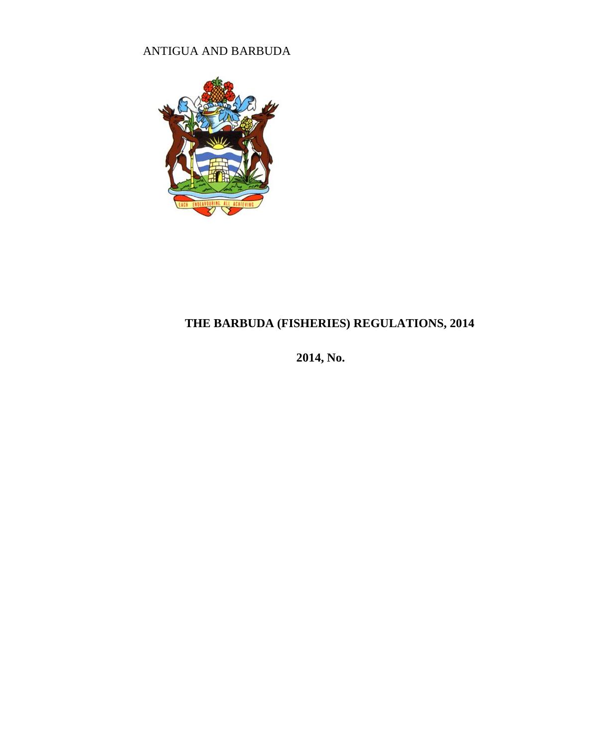ANTIGUA AND BARBUDA

# THE BARBUDA (FISHERIES) REGULATIONS, 2014

**2014, No.**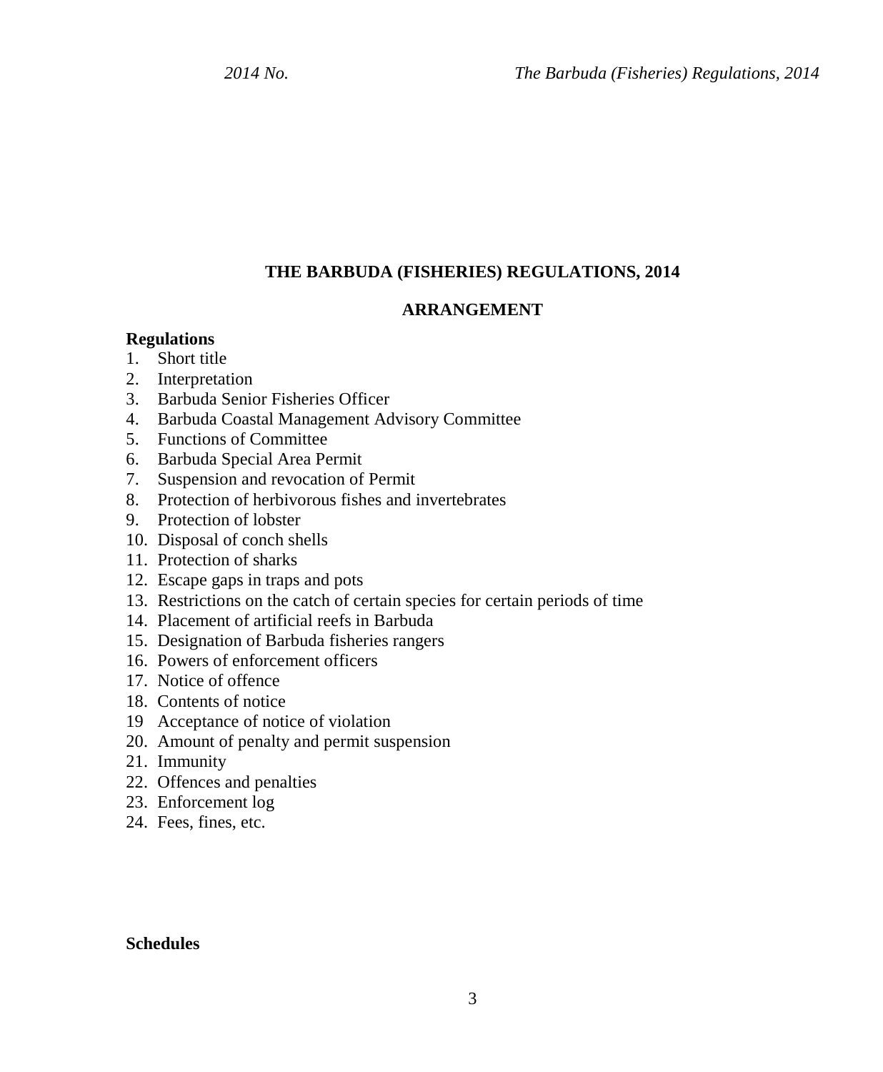# THE BARBUDA (FISHERIES) REGULATIONS, 2014

## ARRANGEMENT

**Regulations**

1. Short title
2. Interpretation
3. Barbuda Senior Fisheries Officer
4. Barbuda Coastal Management Advisory Committee
5. Functions of Committee
6. Barbuda Special Area Permit
7. Suspension and revocation of Permit
8. Protection of herbivorous fishes and invertebrates
9. Protection of lobster
10. Disposal of conch shells
11. Protection of sharks
12. Escape gaps in traps and pots
13. Restrictions on the catch of certain species for certain periods of time
14. Placement of artificial reefs in Barbuda
15. Designation of Barbuda fisheries rangers
16. Powers of enforcement officers
17. Notice of offence
18. Contents of notice
19. Acceptance of notice of violation
20. Amount of penalty and permit suspension
21. Immunity
22. Offences and penalties
23. Enforcement log
24. Fees, fines, etc.

**Schedules**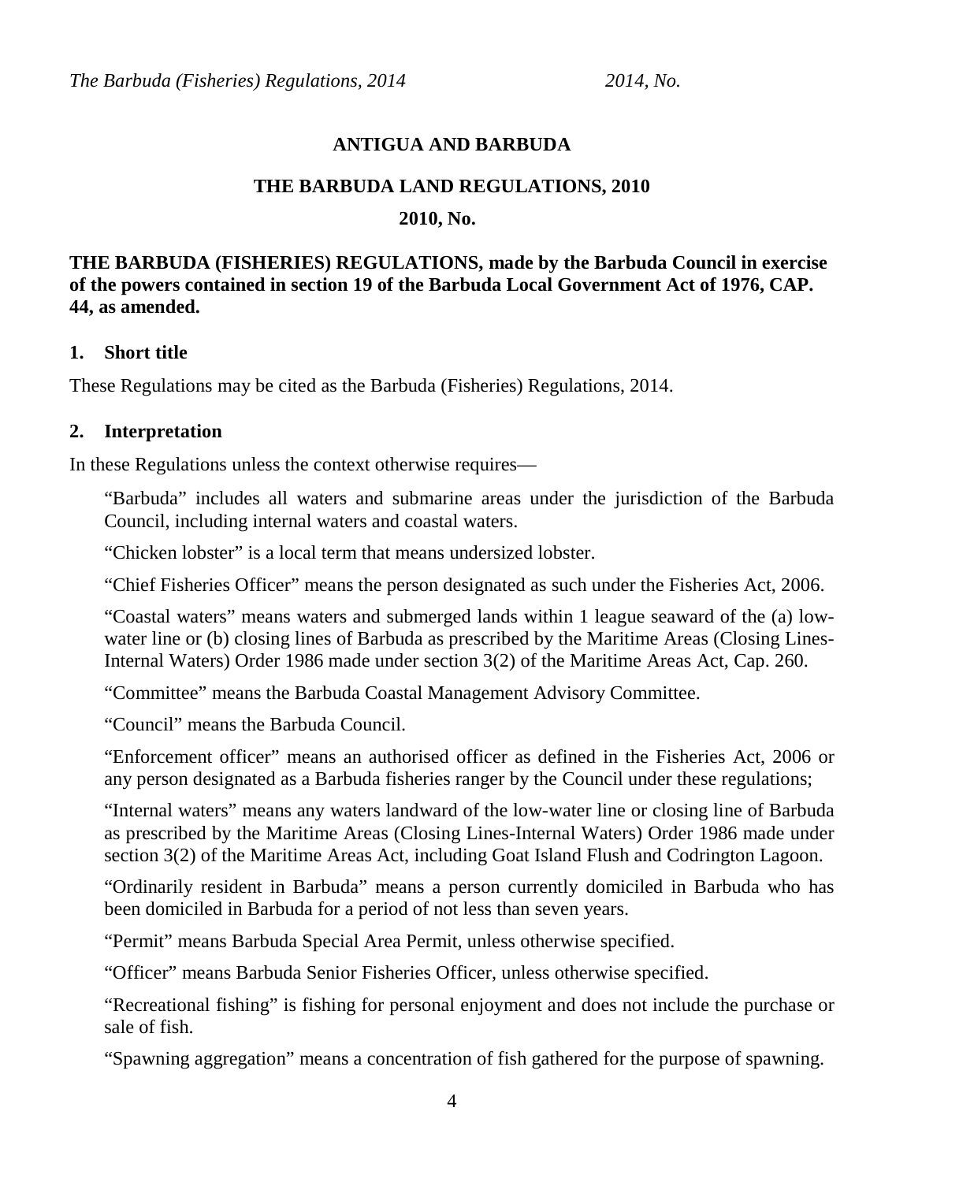**ANTIGUA AND BARBUDA**

**THE BARBUDA LAND REGULATIONS, 2010**

**2010, No.**

**THE BARBUDA (FISHERIES) REGULATIONS, made by the Barbuda Council in exercise of the powers contained in section 19 of the Barbuda Local Government Act of 1976, CAP. 44, as amended.**

## 1. Short title

These Regulations may be cited as the Barbuda (Fisheries) Regulations, 2014.

## 2. Interpretation

In these Regulations unless the context otherwise requires—

"Barbuda" includes all waters and submarine areas under the jurisdiction of the Barbuda Council, including internal waters and coastal waters.

"Chicken lobster" is a local term that means undersized lobster.

"Chief Fisheries Officer" means the person designated as such under the Fisheries Act, 2006.

"Coastal waters" means waters and submerged lands within 1 league seaward of the (a) low-water line or (b) closing lines of Barbuda as prescribed by the Maritime Areas (Closing Lines-Internal Waters) Order 1986 made under section 3(2) of the Maritime Areas Act, Cap. 260.

"Committee" means the Barbuda Coastal Management Advisory Committee.

"Council" means the Barbuda Council.

"Enforcement officer" means an authorised officer as defined in the Fisheries Act, 2006 or any person designated as a Barbuda fisheries ranger by the Council under these regulations;

"Internal waters" means any waters landward of the low-water line or closing line of Barbuda as prescribed by the Maritime Areas (Closing Lines-Internal Waters) Order 1986 made under section 3(2) of the Maritime Areas Act, including Goat Island Flush and Codrington Lagoon.

"Ordinarily resident in Barbuda" means a person currently domiciled in Barbuda who has been domiciled in Barbuda for a period of not less than seven years.

"Permit" means Barbuda Special Area Permit, unless otherwise specified.

"Officer" means Barbuda Senior Fisheries Officer, unless otherwise specified.

"Recreational fishing" is fishing for personal enjoyment and does not include the purchase or sale of fish.

"Spawning aggregation" means a concentration of fish gathered for the purpose of spawning.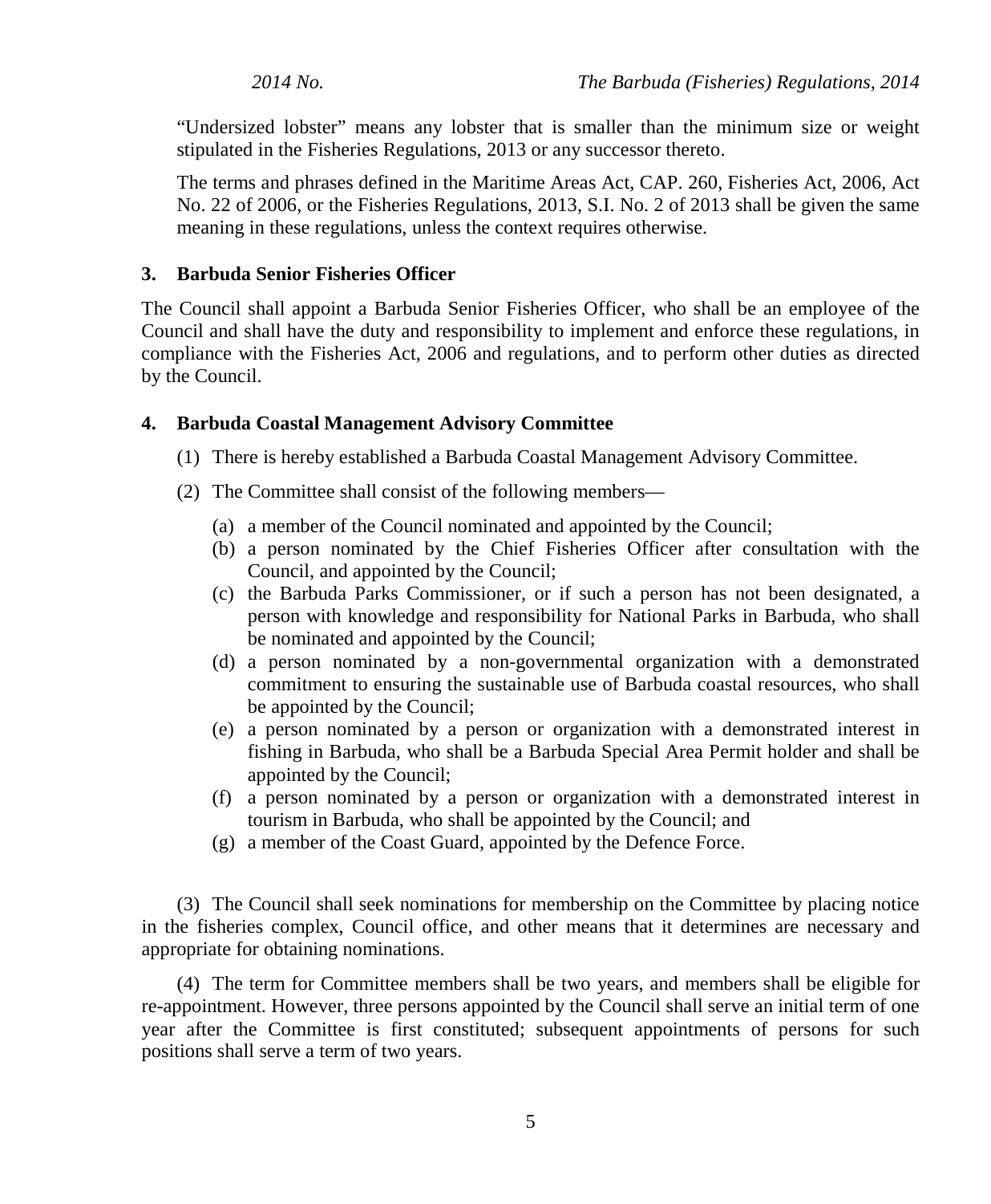"Undersized lobster" means any lobster that is smaller than the minimum size or weight stipulated in the Fisheries Regulations, 2013 or any successor thereto.

The terms and phrases defined in the Maritime Areas Act, CAP. 260, Fisheries Act, 2006, Act No. 22 of 2006, or the Fisheries Regulations, 2013, S.I. No. 2 of 2013 shall be given the same meaning in these regulations, unless the context requires otherwise.

### 3. Barbuda Senior Fisheries Officer

The Council shall appoint a Barbuda Senior Fisheries Officer, who shall be an employee of the Council and shall have the duty and responsibility to implement and enforce these regulations, in compliance with the Fisheries Act, 2006 and regulations, and to perform other duties as directed by the Council.

### 4. Barbuda Coastal Management Advisory Committee

(1) There is hereby established a Barbuda Coastal Management Advisory Committee.

(2) The Committee shall consist of the following members—

- (a) a member of the Council nominated and appointed by the Council;
- (b) a person nominated by the Chief Fisheries Officer after consultation with the Council, and appointed by the Council;
- (c) the Barbuda Parks Commissioner, or if such a person has not been designated, a person with knowledge and responsibility for National Parks in Barbuda, who shall be nominated and appointed by the Council;
- (d) a person nominated by a non-governmental organization with a demonstrated commitment to ensuring the sustainable use of Barbuda coastal resources, who shall be appointed by the Council;
- (e) a person nominated by a person or organization with a demonstrated interest in fishing in Barbuda, who shall be a Barbuda Special Area Permit holder and shall be appointed by the Council;
- (f) a person nominated by a person or organization with a demonstrated interest in tourism in Barbuda, who shall be appointed by the Council; and
- (g) a member of the Coast Guard, appointed by the Defence Force.

(3) The Council shall seek nominations for membership on the Committee by placing notice in the fisheries complex, Council office, and other means that it determines are necessary and appropriate for obtaining nominations.

(4) The term for Committee members shall be two years, and members shall be eligible for re-appointment. However, three persons appointed by the Council shall serve an initial term of one year after the Committee is first constituted; subsequent appointments of persons for such positions shall serve a term of two years.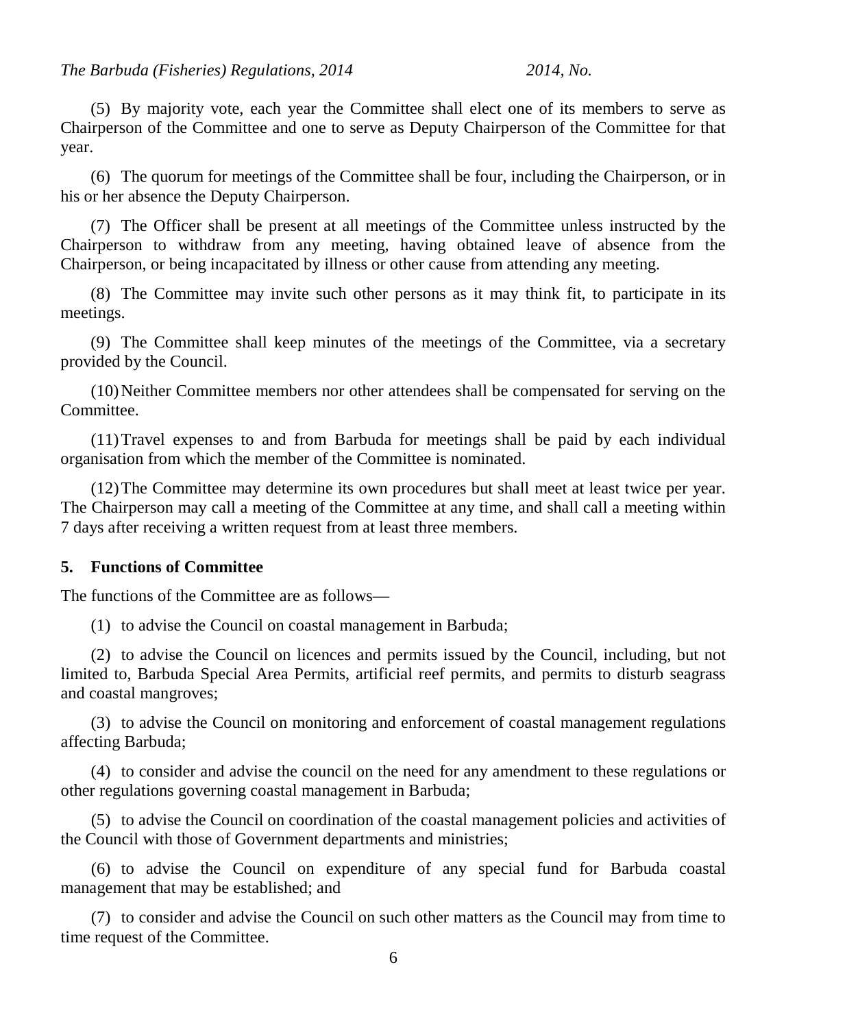(5) By majority vote, each year the Committee shall elect one of its members to serve as Chairperson of the Committee and one to serve as Deputy Chairperson of the Committee for that year.

(6) The quorum for meetings of the Committee shall be four, including the Chairperson, or in his or her absence the Deputy Chairperson.

(7) The Officer shall be present at all meetings of the Committee unless instructed by the Chairperson to withdraw from any meeting, having obtained leave of absence from the Chairperson, or being incapacitated by illness or other cause from attending any meeting.

(8) The Committee may invite such other persons as it may think fit, to participate in its meetings.

(9) The Committee shall keep minutes of the meetings of the Committee, via a secretary provided by the Council.

(10) Neither Committee members nor other attendees shall be compensated for serving on the Committee.

(11) Travel expenses to and from Barbuda for meetings shall be paid by each individual organisation from which the member of the Committee is nominated.

(12) The Committee may determine its own procedures but shall meet at least twice per year. The Chairperson may call a meeting of the Committee at any time, and shall call a meeting within 7 days after receiving a written request from at least three members.

**5. Functions of Committee**

The functions of the Committee are as follows—

(1) to advise the Council on coastal management in Barbuda;

(2) to advise the Council on licences and permits issued by the Council, including, but not limited to, Barbuda Special Area Permits, artificial reef permits, and permits to disturb seagrass and coastal mangroves;

(3) to advise the Council on monitoring and enforcement of coastal management regulations affecting Barbuda;

(4) to consider and advise the council on the need for any amendment to these regulations or other regulations governing coastal management in Barbuda;

(5) to advise the Council on coordination of the coastal management policies and activities of the Council with those of Government departments and ministries;

(6) to advise the Council on expenditure of any special fund for Barbuda coastal management that may be established; and

(7) to consider and advise the Council on such other matters as the Council may from time to time request of the Committee.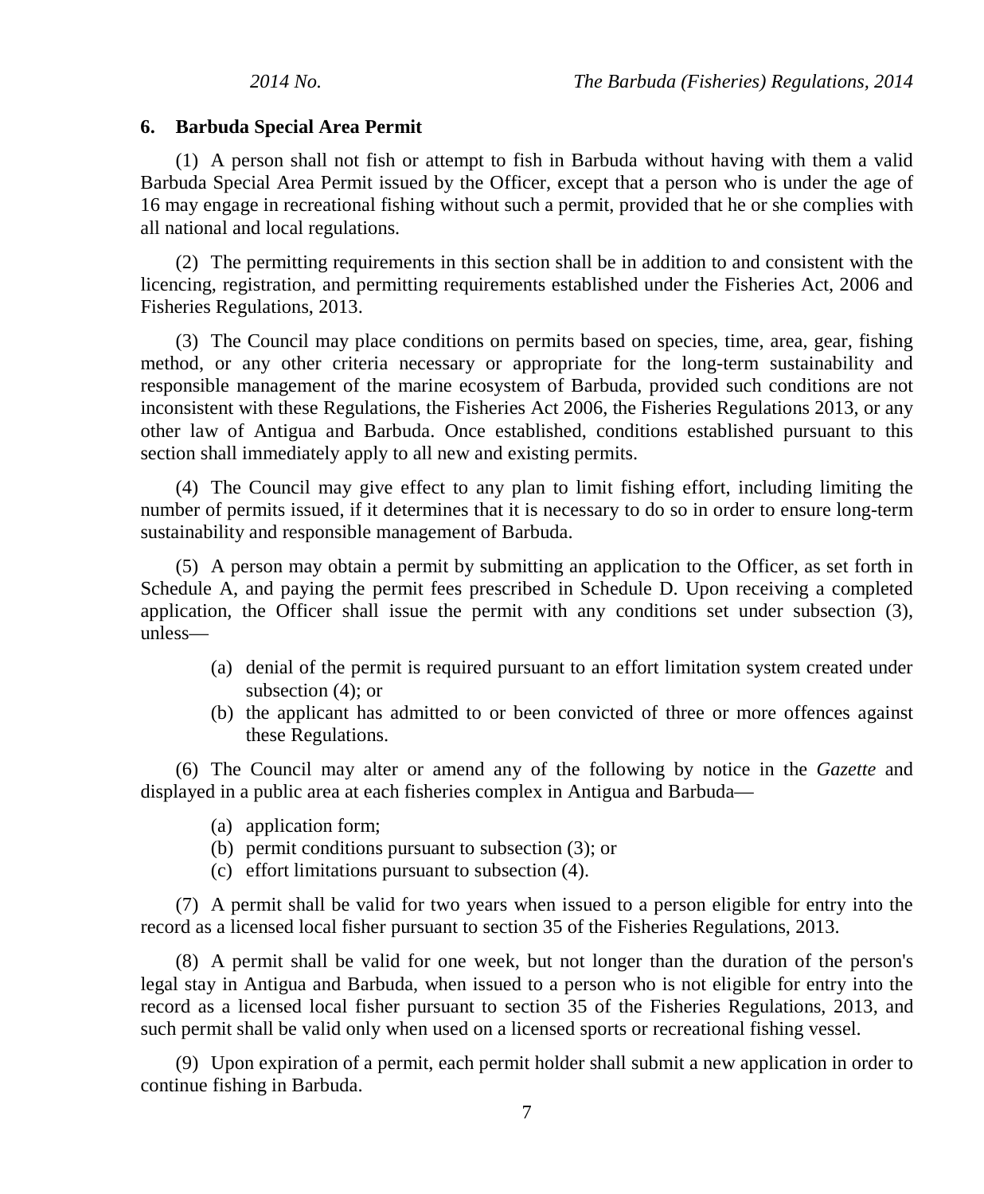## 6. Barbuda Special Area Permit

(1) A person shall not fish or attempt to fish in Barbuda without having with them a valid Barbuda Special Area Permit issued by the Officer, except that a person who is under the age of 16 may engage in recreational fishing without such a permit, provided that he or she complies with all national and local regulations.

(2) The permitting requirements in this section shall be in addition to and consistent with the licencing, registration, and permitting requirements established under the Fisheries Act, 2006 and Fisheries Regulations, 2013.

(3) The Council may place conditions on permits based on species, time, area, gear, fishing method, or any other criteria necessary or appropriate for the long-term sustainability and responsible management of the marine ecosystem of Barbuda, provided such conditions are not inconsistent with these Regulations, the Fisheries Act 2006, the Fisheries Regulations 2013, or any other law of Antigua and Barbuda. Once established, conditions established pursuant to this section shall immediately apply to all new and existing permits.

(4) The Council may give effect to any plan to limit fishing effort, including limiting the number of permits issued, if it determines that it is necessary to do so in order to ensure long-term sustainability and responsible management of Barbuda.

(5) A person may obtain a permit by submitting an application to the Officer, as set forth in Schedule A, and paying the permit fees prescribed in Schedule D. Upon receiving a completed application, the Officer shall issue the permit with any conditions set under subsection (3), unless—

- (a) denial of the permit is required pursuant to an effort limitation system created under subsection (4); or
- (b) the applicant has admitted to or been convicted of three or more offences against these Regulations.

(6) The Council may alter or amend any of the following by notice in the *Gazette* and displayed in a public area at each fisheries complex in Antigua and Barbuda—

- (a) application form;
- (b) permit conditions pursuant to subsection (3); or
- (c) effort limitations pursuant to subsection (4).

(7) A permit shall be valid for two years when issued to a person eligible for entry into the record as a licensed local fisher pursuant to section 35 of the Fisheries Regulations, 2013.

(8) A permit shall be valid for one week, but not longer than the duration of the person's legal stay in Antigua and Barbuda, when issued to a person who is not eligible for entry into the record as a licensed local fisher pursuant to section 35 of the Fisheries Regulations, 2013, and such permit shall be valid only when used on a licensed sports or recreational fishing vessel.

(9) Upon expiration of a permit, each permit holder shall submit a new application in order to continue fishing in Barbuda.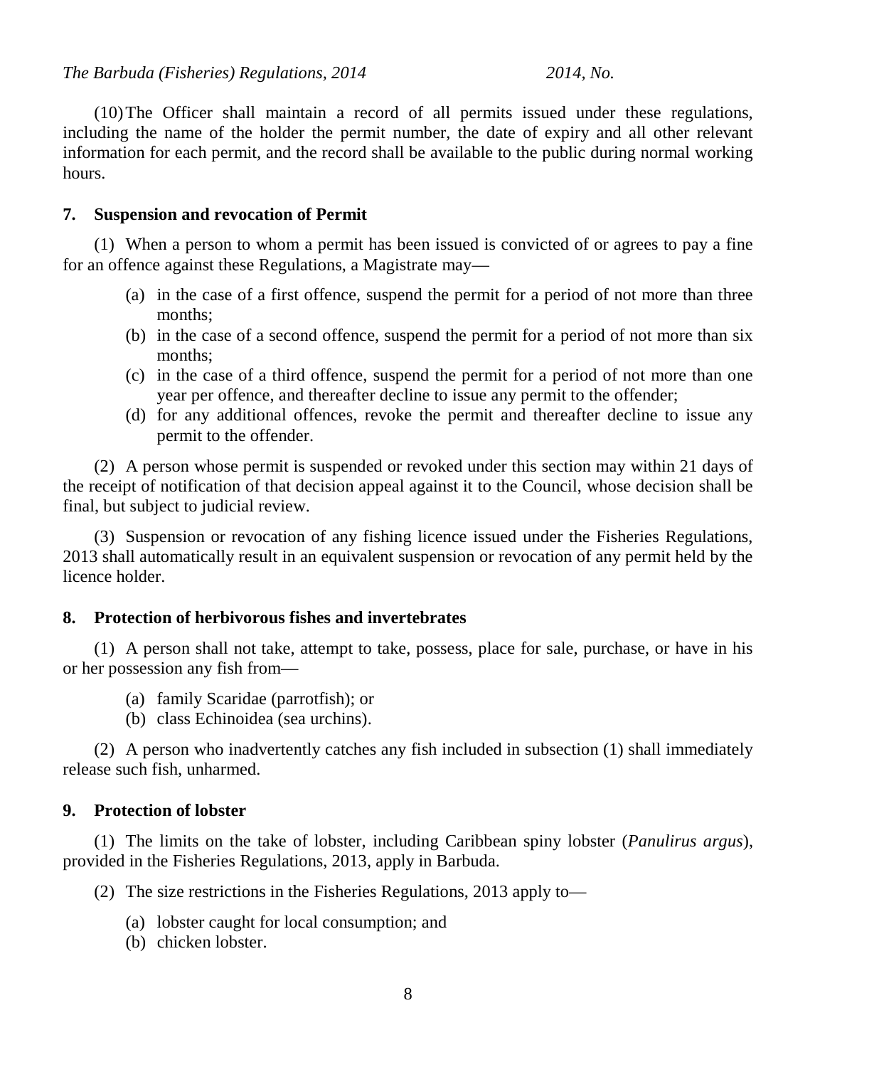(10) The Officer shall maintain a record of all permits issued under these regulations, including the name of the holder the permit number, the date of expiry and all other relevant information for each permit, and the record shall be available to the public during normal working hours.

## 7. Suspension and revocation of Permit

(1) When a person to whom a permit has been issued is convicted of or agrees to pay a fine for an offence against these Regulations, a Magistrate may—

- (a) in the case of a first offence, suspend the permit for a period of not more than three months;
- (b) in the case of a second offence, suspend the permit for a period of not more than six months;
- (c) in the case of a third offence, suspend the permit for a period of not more than one year per offence, and thereafter decline to issue any permit to the offender;
- (d) for any additional offences, revoke the permit and thereafter decline to issue any permit to the offender.

(2) A person whose permit is suspended or revoked under this section may within 21 days of the receipt of notification of that decision appeal against it to the Council, whose decision shall be final, but subject to judicial review.

(3) Suspension or revocation of any fishing licence issued under the Fisheries Regulations, 2013 shall automatically result in an equivalent suspension or revocation of any permit held by the licence holder.

## 8. Protection of herbivorous fishes and invertebrates

(1) A person shall not take, attempt to take, possess, place for sale, purchase, or have in his or her possession any fish from—

- (a) family Scaridae (parrotfish); or
- (b) class Echinoidea (sea urchins).

(2) A person who inadvertently catches any fish included in subsection (1) shall immediately release such fish, unharmed.

## 9. Protection of lobster

(1) The limits on the take of lobster, including Caribbean spiny lobster (*Panulirus argus*), provided in the Fisheries Regulations, 2013, apply in Barbuda.

(2) The size restrictions in the Fisheries Regulations, 2013 apply to—

- (a) lobster caught for local consumption; and
- (b) chicken lobster.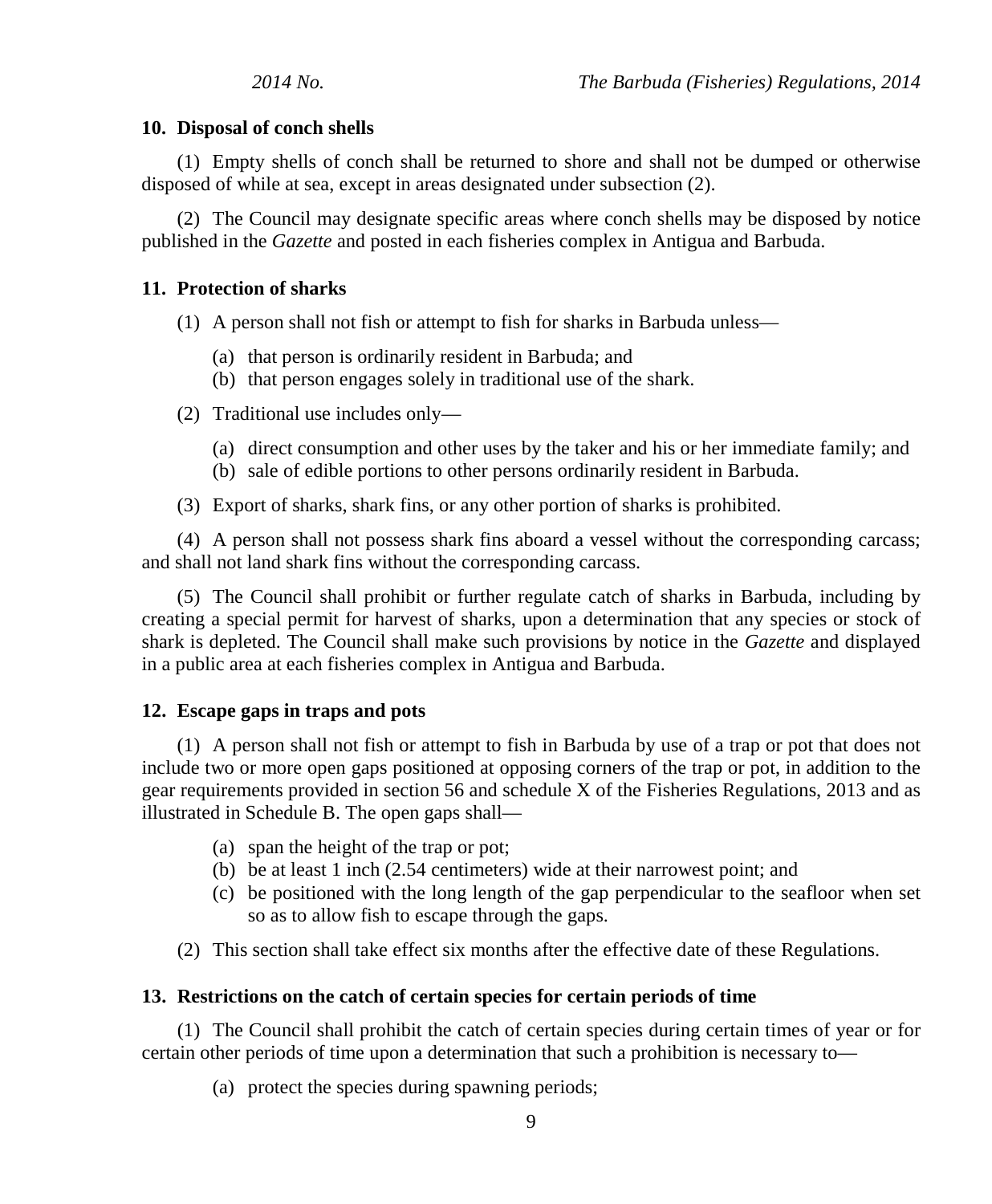### 10. Disposal of conch shells

(1) Empty shells of conch shall be returned to shore and shall not be dumped or otherwise disposed of while at sea, except in areas designated under subsection (2).

(2) The Council may designate specific areas where conch shells may be disposed by notice published in the *Gazette* and posted in each fisheries complex in Antigua and Barbuda.

### 11. Protection of sharks

(1) A person shall not fish or attempt to fish for sharks in Barbuda unless—

- (a) that person is ordinarily resident in Barbuda; and
- (b) that person engages solely in traditional use of the shark.

(2) Traditional use includes only—

- (a) direct consumption and other uses by the taker and his or her immediate family; and
- (b) sale of edible portions to other persons ordinarily resident in Barbuda.

(3) Export of sharks, shark fins, or any other portion of sharks is prohibited.

(4) A person shall not possess shark fins aboard a vessel without the corresponding carcass; and shall not land shark fins without the corresponding carcass.

(5) The Council shall prohibit or further regulate catch of sharks in Barbuda, including by creating a special permit for harvest of sharks, upon a determination that any species or stock of shark is depleted. The Council shall make such provisions by notice in the *Gazette* and displayed in a public area at each fisheries complex in Antigua and Barbuda.

### 12. Escape gaps in traps and pots

(1) A person shall not fish or attempt to fish in Barbuda by use of a trap or pot that does not include two or more open gaps positioned at opposing corners of the trap or pot, in addition to the gear requirements provided in section 56 and schedule X of the Fisheries Regulations, 2013 and as illustrated in Schedule B. The open gaps shall—

- (a) span the height of the trap or pot;
- (b) be at least 1 inch (2.54 centimeters) wide at their narrowest point; and
- (c) be positioned with the long length of the gap perpendicular to the seafloor when set so as to allow fish to escape through the gaps.

(2) This section shall take effect six months after the effective date of these Regulations.

### 13. Restrictions on the catch of certain species for certain periods of time

(1) The Council shall prohibit the catch of certain species during certain times of year or for certain other periods of time upon a determination that such a prohibition is necessary to—

- (a) protect the species during spawning periods;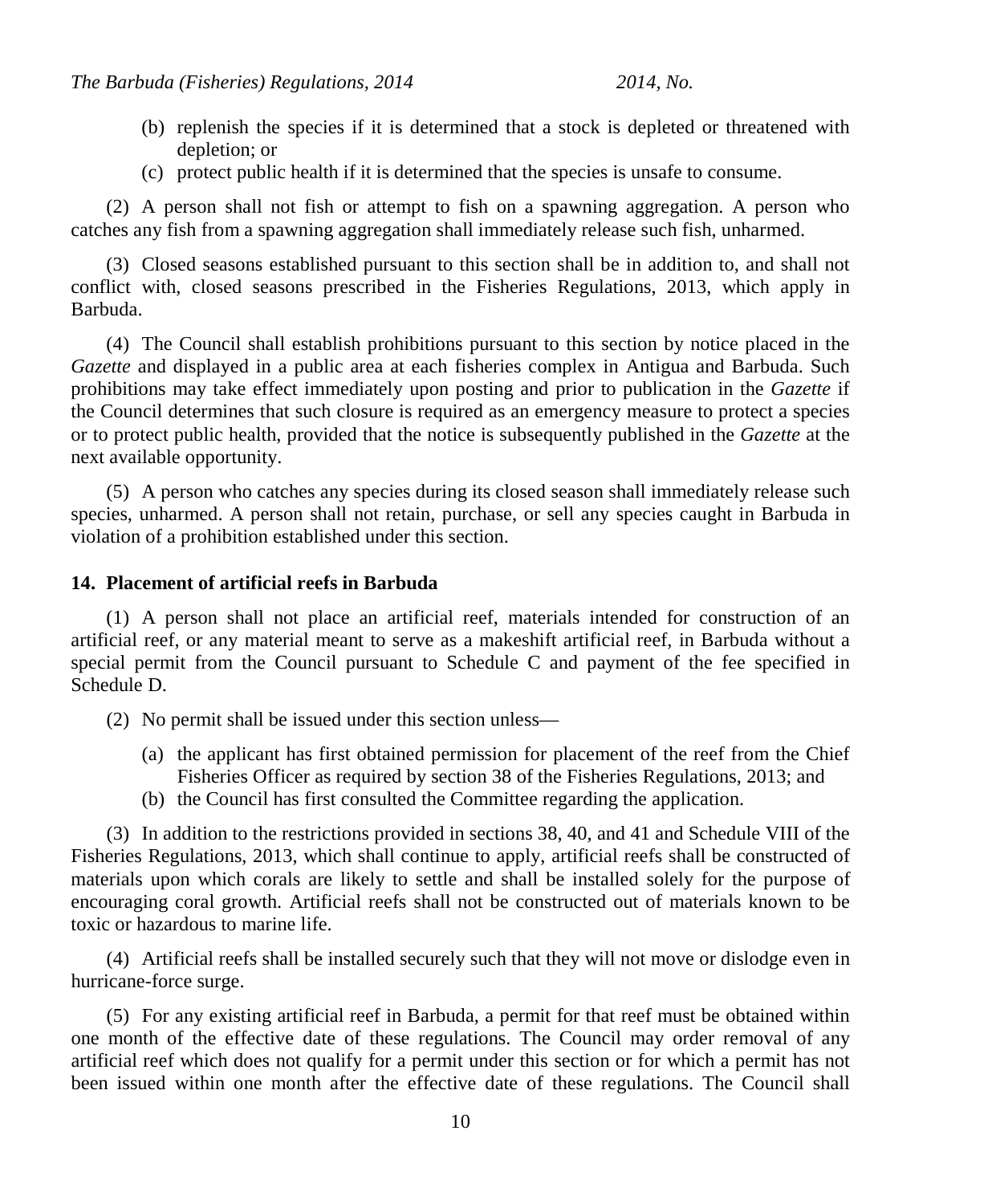(b) replenish the species if it is determined that a stock is depleted or threatened with depletion; or

(c) protect public health if it is determined that the species is unsafe to consume.

(2) A person shall not fish or attempt to fish on a spawning aggregation. A person who catches any fish from a spawning aggregation shall immediately release such fish, unharmed.

(3) Closed seasons established pursuant to this section shall be in addition to, and shall not conflict with, closed seasons prescribed in the Fisheries Regulations, 2013, which apply in Barbuda.

(4) The Council shall establish prohibitions pursuant to this section by notice placed in the *Gazette* and displayed in a public area at each fisheries complex in Antigua and Barbuda. Such prohibitions may take effect immediately upon posting and prior to publication in the *Gazette* if the Council determines that such closure is required as an emergency measure to protect a species or to protect public health, provided that the notice is subsequently published in the *Gazette* at the next available opportunity.

(5) A person who catches any species during its closed season shall immediately release such species, unharmed. A person shall not retain, purchase, or sell any species caught in Barbuda in violation of a prohibition established under this section.

**14. Placement of artificial reefs in Barbuda**

(1) A person shall not place an artificial reef, materials intended for construction of an artificial reef, or any material meant to serve as a makeshift artificial reef, in Barbuda without a special permit from the Council pursuant to Schedule C and payment of the fee specified in Schedule D.

(2) No permit shall be issued under this section unless—

(a) the applicant has first obtained permission for placement of the reef from the Chief Fisheries Officer as required by section 38 of the Fisheries Regulations, 2013; and

(b) the Council has first consulted the Committee regarding the application.

(3) In addition to the restrictions provided in sections 38, 40, and 41 and Schedule VIII of the Fisheries Regulations, 2013, which shall continue to apply, artificial reefs shall be constructed of materials upon which corals are likely to settle and shall be installed solely for the purpose of encouraging coral growth. Artificial reefs shall not be constructed out of materials known to be toxic or hazardous to marine life.

(4) Artificial reefs shall be installed securely such that they will not move or dislodge even in hurricane-force surge.

(5) For any existing artificial reef in Barbuda, a permit for that reef must be obtained within one month of the effective date of these regulations. The Council may order removal of any artificial reef which does not qualify for a permit under this section or for which a permit has not been issued within one month after the effective date of these regulations. The Council shall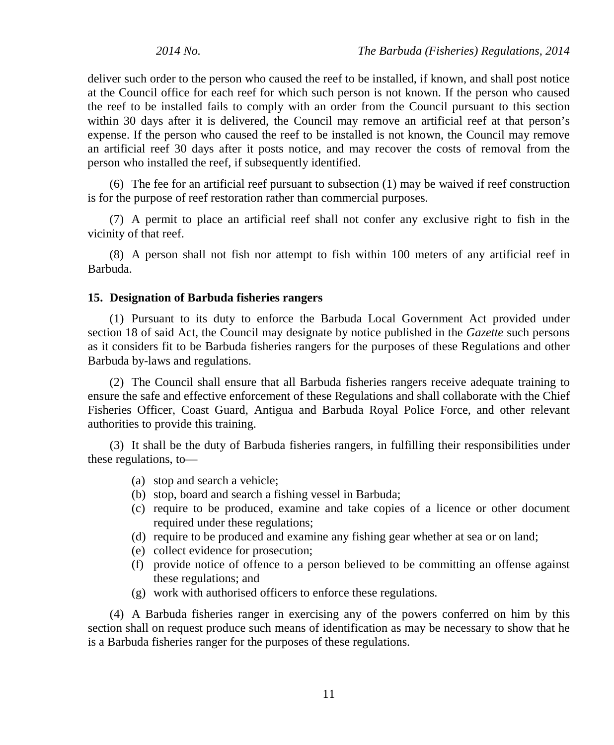deliver such order to the person who caused the reef to be installed, if known, and shall post notice at the Council office for each reef for which such person is not known. If the person who caused the reef to be installed fails to comply with an order from the Council pursuant to this section within 30 days after it is delivered, the Council may remove an artificial reef at that person's expense. If the person who caused the reef to be installed is not known, the Council may remove an artificial reef 30 days after it posts notice, and may recover the costs of removal from the person who installed the reef, if subsequently identified.

(6) The fee for an artificial reef pursuant to subsection (1) may be waived if reef construction is for the purpose of reef restoration rather than commercial purposes.

(7) A permit to place an artificial reef shall not confer any exclusive right to fish in the vicinity of that reef.

(8) A person shall not fish nor attempt to fish within 100 meters of any artificial reef in Barbuda.

**15. Designation of Barbuda fisheries rangers**

(1) Pursuant to its duty to enforce the Barbuda Local Government Act provided under section 18 of said Act, the Council may designate by notice published in the *Gazette* such persons as it considers fit to be Barbuda fisheries rangers for the purposes of these Regulations and other Barbuda by-laws and regulations.

(2) The Council shall ensure that all Barbuda fisheries rangers receive adequate training to ensure the safe and effective enforcement of these Regulations and shall collaborate with the Chief Fisheries Officer, Coast Guard, Antigua and Barbuda Royal Police Force, and other relevant authorities to provide this training.

(3) It shall be the duty of Barbuda fisheries rangers, in fulfilling their responsibilities under these regulations, to—

(a) stop and search a vehicle;
(b) stop, board and search a fishing vessel in Barbuda;
(c) require to be produced, examine and take copies of a licence or other document required under these regulations;
(d) require to be produced and examine any fishing gear whether at sea or on land;
(e) collect evidence for prosecution;
(f) provide notice of offence to a person believed to be committing an offense against these regulations; and
(g) work with authorised officers to enforce these regulations.

(4) A Barbuda fisheries ranger in exercising any of the powers conferred on him by this section shall on request produce such means of identification as may be necessary to show that he is a Barbuda fisheries ranger for the purposes of these regulations.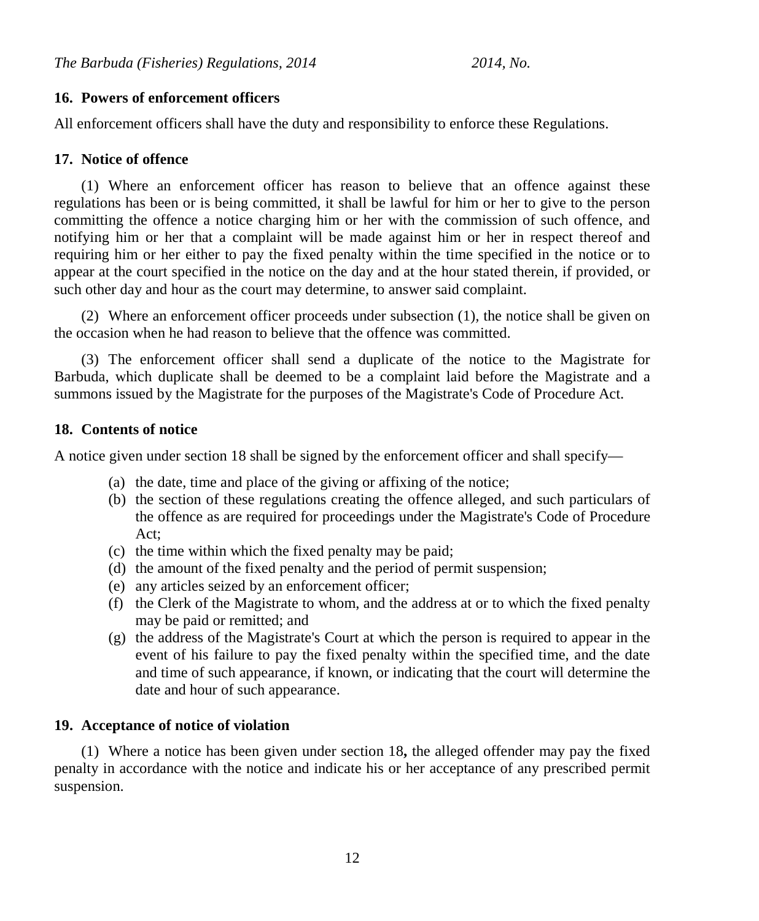### 16. Powers of enforcement officers

All enforcement officers shall have the duty and responsibility to enforce these Regulations.

### 17. Notice of offence

(1) Where an enforcement officer has reason to believe that an offence against these regulations has been or is being committed, it shall be lawful for him or her to give to the person committing the offence a notice charging him or her with the commission of such offence, and notifying him or her that a complaint will be made against him or her in respect thereof and requiring him or her either to pay the fixed penalty within the time specified in the notice or to appear at the court specified in the notice on the day and at the hour stated therein, if provided, or such other day and hour as the court may determine, to answer said complaint.

(2) Where an enforcement officer proceeds under subsection (1), the notice shall be given on the occasion when he had reason to believe that the offence was committed.

(3) The enforcement officer shall send a duplicate of the notice to the Magistrate for Barbuda, which duplicate shall be deemed to be a complaint laid before the Magistrate and a summons issued by the Magistrate for the purposes of the Magistrate's Code of Procedure Act.

### 18. Contents of notice

A notice given under section 18 shall be signed by the enforcement officer and shall specify—

- (a) the date, time and place of the giving or affixing of the notice;
- (b) the section of these regulations creating the offence alleged, and such particulars of the offence as are required for proceedings under the Magistrate's Code of Procedure Act;
- (c) the time within which the fixed penalty may be paid;
- (d) the amount of the fixed penalty and the period of permit suspension;
- (e) any articles seized by an enforcement officer;
- (f) the Clerk of the Magistrate to whom, and the address at or to which the fixed penalty may be paid or remitted; and
- (g) the address of the Magistrate's Court at which the person is required to appear in the event of his failure to pay the fixed penalty within the specified time, and the date and time of such appearance, if known, or indicating that the court will determine the date and hour of such appearance.

### 19. Acceptance of notice of violation

(1) Where a notice has been given under section 18**,** the alleged offender may pay the fixed penalty in accordance with the notice and indicate his or her acceptance of any prescribed permit suspension.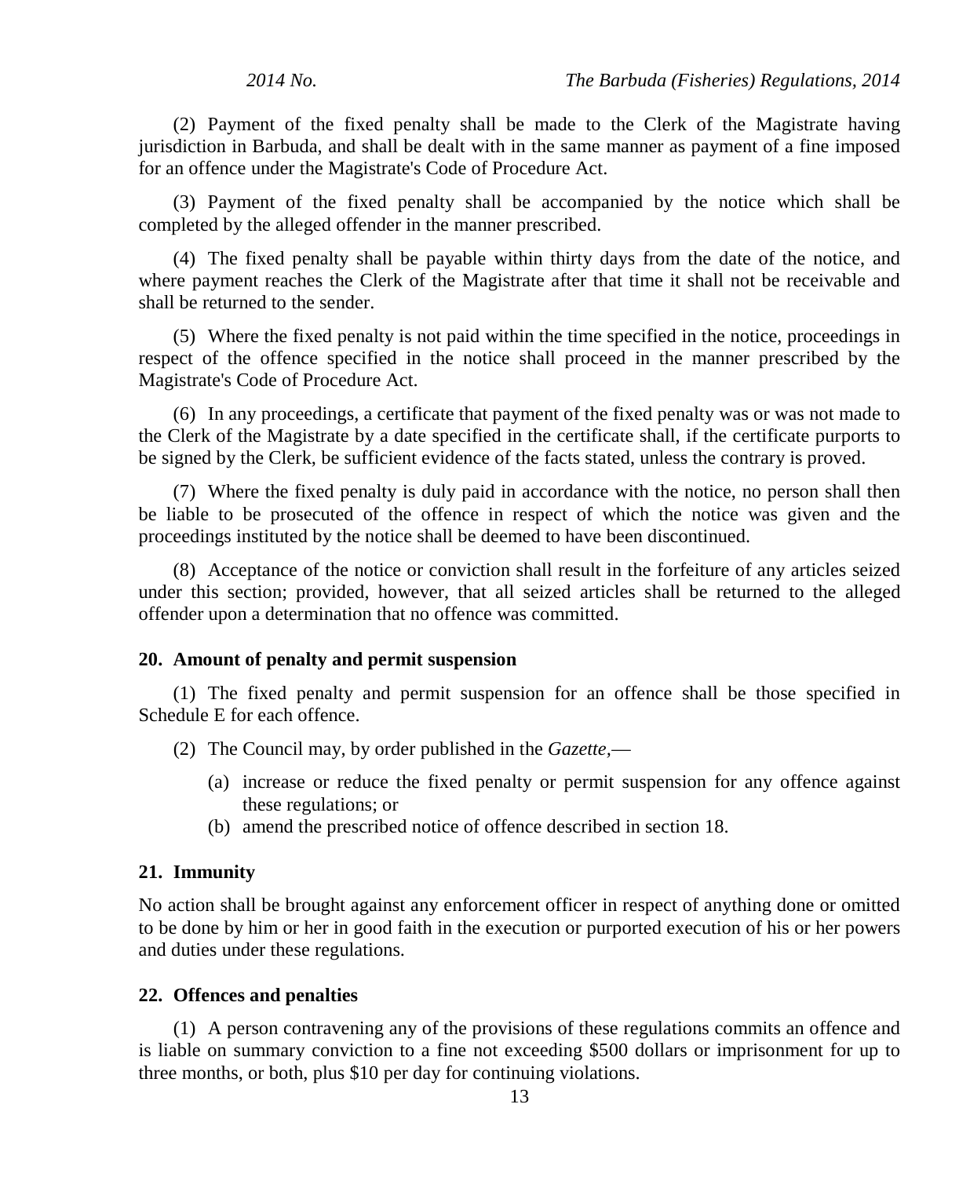(2) Payment of the fixed penalty shall be made to the Clerk of the Magistrate having jurisdiction in Barbuda, and shall be dealt with in the same manner as payment of a fine imposed for an offence under the Magistrate's Code of Procedure Act.

(3) Payment of the fixed penalty shall be accompanied by the notice which shall be completed by the alleged offender in the manner prescribed.

(4) The fixed penalty shall be payable within thirty days from the date of the notice, and where payment reaches the Clerk of the Magistrate after that time it shall not be receivable and shall be returned to the sender.

(5) Where the fixed penalty is not paid within the time specified in the notice, proceedings in respect of the offence specified in the notice shall proceed in the manner prescribed by the Magistrate's Code of Procedure Act.

(6) In any proceedings, a certificate that payment of the fixed penalty was or was not made to the Clerk of the Magistrate by a date specified in the certificate shall, if the certificate purports to be signed by the Clerk, be sufficient evidence of the facts stated, unless the contrary is proved.

(7) Where the fixed penalty is duly paid in accordance with the notice, no person shall then be liable to be prosecuted of the offence in respect of which the notice was given and the proceedings instituted by the notice shall be deemed to have been discontinued.

(8) Acceptance of the notice or conviction shall result in the forfeiture of any articles seized under this section; provided, however, that all seized articles shall be returned to the alleged offender upon a determination that no offence was committed.

**20. Amount of penalty and permit suspension**

(1) The fixed penalty and permit suspension for an offence shall be those specified in Schedule E for each offence.

(2) The Council may, by order published in the *Gazette*,—

(a) increase or reduce the fixed penalty or permit suspension for any offence against these regulations; or

(b) amend the prescribed notice of offence described in section 18.

**21. Immunity**

No action shall be brought against any enforcement officer in respect of anything done or omitted to be done by him or her in good faith in the execution or purported execution of his or her powers and duties under these regulations.

**22. Offences and penalties**

(1) A person contravening any of the provisions of these regulations commits an offence and is liable on summary conviction to a fine not exceeding $500 dollars or imprisonment for up to three months, or both, plus $10 per day for continuing violations.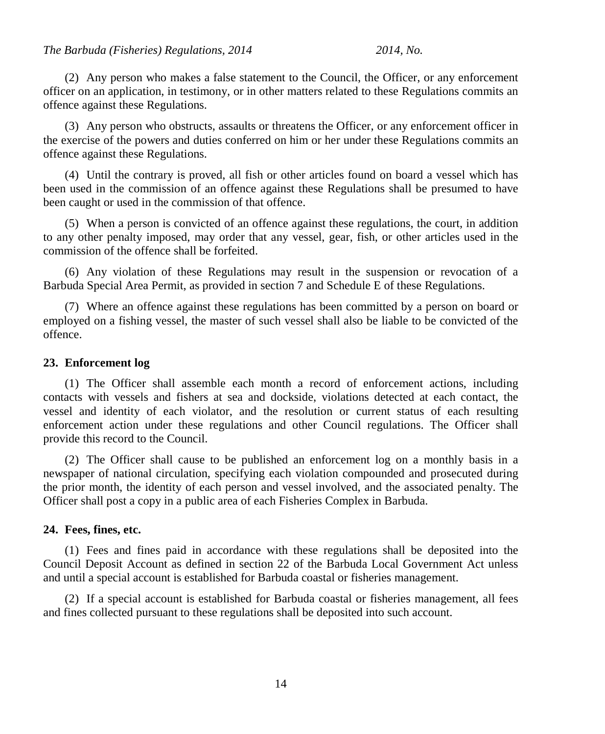(2) Any person who makes a false statement to the Council, the Officer, or any enforcement officer on an application, in testimony, or in other matters related to these Regulations commits an offence against these Regulations.

(3) Any person who obstructs, assaults or threatens the Officer, or any enforcement officer in the exercise of the powers and duties conferred on him or her under these Regulations commits an offence against these Regulations.

(4) Until the contrary is proved, all fish or other articles found on board a vessel which has been used in the commission of an offence against these Regulations shall be presumed to have been caught or used in the commission of that offence.

(5) When a person is convicted of an offence against these regulations, the court, in addition to any other penalty imposed, may order that any vessel, gear, fish, or other articles used in the commission of the offence shall be forfeited.

(6) Any violation of these Regulations may result in the suspension or revocation of a Barbuda Special Area Permit, as provided in section 7 and Schedule E of these Regulations.

(7) Where an offence against these regulations has been committed by a person on board or employed on a fishing vessel, the master of such vessel shall also be liable to be convicted of the offence.

**23. Enforcement log**

(1) The Officer shall assemble each month a record of enforcement actions, including contacts with vessels and fishers at sea and dockside, violations detected at each contact, the vessel and identity of each violator, and the resolution or current status of each resulting enforcement action under these regulations and other Council regulations. The Officer shall provide this record to the Council.

(2) The Officer shall cause to be published an enforcement log on a monthly basis in a newspaper of national circulation, specifying each violation compounded and prosecuted during the prior month, the identity of each person and vessel involved, and the associated penalty. The Officer shall post a copy in a public area of each Fisheries Complex in Barbuda.

**24. Fees, fines, etc.**

(1) Fees and fines paid in accordance with these regulations shall be deposited into the Council Deposit Account as defined in section 22 of the Barbuda Local Government Act unless and until a special account is established for Barbuda coastal or fisheries management.

(2) If a special account is established for Barbuda coastal or fisheries management, all fees and fines collected pursuant to these regulations shall be deposited into such account.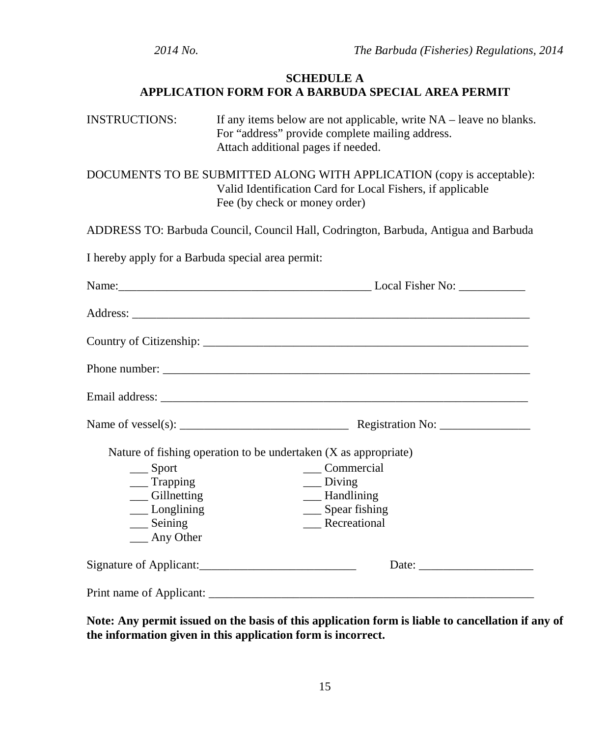## SCHEDULE A
## APPLICATION FORM FOR A BARBUDA SPECIAL AREA PERMIT

INSTRUCTIONS: If any items below are not applicable, write NA – leave no blanks.
For "address" provide complete mailing address.
Attach additional pages if needed.

DOCUMENTS TO BE SUBMITTED ALONG WITH APPLICATION (copy is acceptable):
Valid Identification Card for Local Fishers, if applicable
Fee (by check or money order)

ADDRESS TO: Barbuda Council, Council Hall, Codrington, Barbuda, Antigua and Barbuda

I hereby apply for a Barbuda special area permit:

Name:___________________________________________ Local Fisher No: ___________

Address: ______________________________________________________________________

Country of Citizenship: ________________________________________________________

Phone number: _________________________________________________________________

Email address: _________________________________________________________________

Name of vessel(s): ____________________________ Registration No: _______________

Nature of fishing operation to be undertaken (X as appropriate)

___ Sport ___ Commercial
___ Trapping ___ Diving
___ Gillnetting ___ Handlining
___ Longlining ___ Spear fishing
___ Seining ___ Recreational
___ Any Other

Signature of Applicant:__________________________ Date: ___________________

Print name of Applicant: _________________________________________________________

**Note: Any permit issued on the basis of this application form is liable to cancellation if any of the information given in this application form is incorrect.**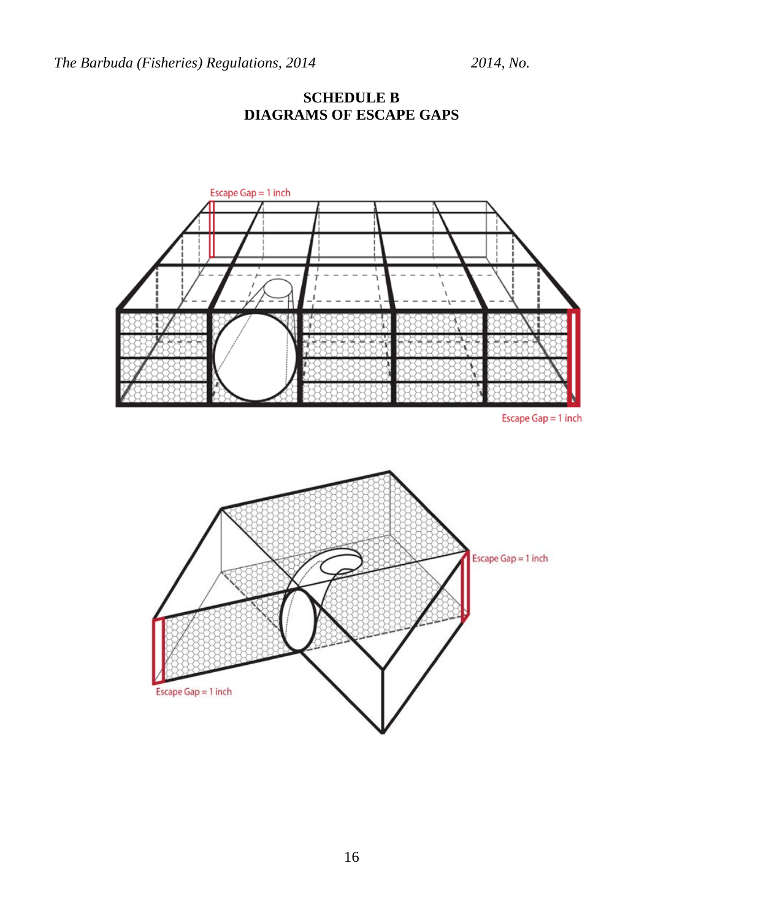## SCHEDULE B
## DIAGRAMS OF ESCAPE GAPS

Escape Gap = 1 inch

Escape Gap = 1 inch

Escape Gap = 1 inch

Escape Gap = 1 inch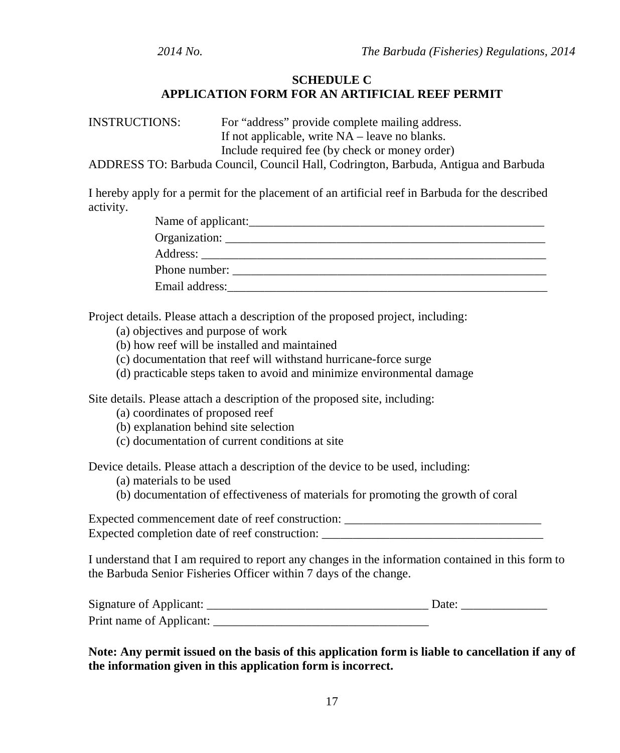## SCHEDULE C
## APPLICATION FORM FOR AN ARTIFICIAL REEF PERMIT

INSTRUCTIONS: For "address" provide complete mailing address.
If not applicable, write NA – leave no blanks.
Include required fee (by check or money order)

ADDRESS TO: Barbuda Council, Council Hall, Codrington, Barbuda, Antigua and Barbuda

I hereby apply for a permit for the placement of an artificial reef in Barbuda for the described activity.

Name of applicant:_______________________________________________

Organization: ___________________________________________________

Address: _______________________________________________________

Phone number: __________________________________________________

Email address:___________________________________________________

Project details. Please attach a description of the proposed project, including:

(a) objectives and purpose of work
(b) how reef will be installed and maintained
(c) documentation that reef will withstand hurricane-force surge
(d) practicable steps taken to avoid and minimize environmental damage

Site details. Please attach a description of the proposed site, including:

(a) coordinates of proposed reef
(b) explanation behind site selection
(c) documentation of current conditions at site

Device details. Please attach a description of the device to be used, including:

(a) materials to be used
(b) documentation of effectiveness of materials for promoting the growth of coral

Expected commencement date of reef construction: ________________________________

Expected completion date of reef construction: ____________________________________

I understand that I am required to report any changes in the information contained in this form to the Barbuda Senior Fisheries Officer within 7 days of the change.

Signature of Applicant: ___________________________________ Date: ______________

Print name of Applicant: __________________________________

**Note: Any permit issued on the basis of this application form is liable to cancellation if any of the information given in this application form is incorrect.**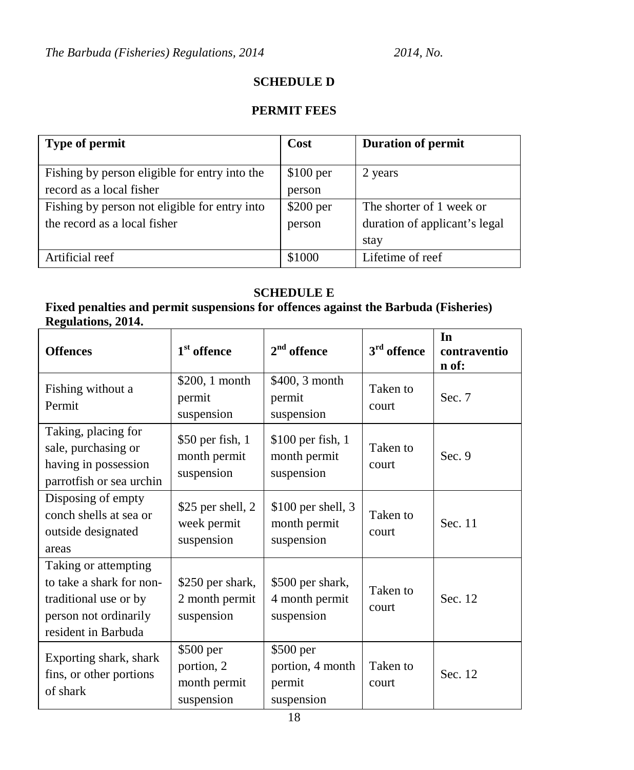## SCHEDULE D

### PERMIT FEES

| Type of permit | Cost | Duration of permit |
|---|---|---|
| Fishing by person eligible for entry into the record as a local fisher | $100 per person | 2 years |
| Fishing by person not eligible for entry into the record as a local fisher | $200 per person | The shorter of 1 week or duration of applicant's legal stay |
| Artificial reef | $1000 | Lifetime of reef |

## SCHEDULE E

**Fixed penalties and permit suspensions for offences against the Barbuda (Fisheries) Regulations, 2014.**

| Offences | 1st offence | 2nd offence | 3rd offence | In contravention of: |
|---|---|---|---|---|
| Fishing without a Permit | $200, 1 month permit suspension | $400, 3 month permit suspension | Taken to court | Sec. 7 |
| Taking, placing for sale, purchasing or having in possession parrotfish or sea urchin | $50 per fish, 1 month permit suspension | $100 per fish, 1 month permit suspension | Taken to court | Sec. 9 |
| Disposing of empty conch shells at sea or outside designated areas | $25 per shell, 2 week permit suspension | $100 per shell, 3 month permit suspension | Taken to court | Sec. 11 |
| Taking or attempting to take a shark for non-traditional use or by person not ordinarily resident in Barbuda | $250 per shark, 2 month permit suspension | $500 per shark, 4 month permit suspension | Taken to court | Sec. 12 |
| Exporting shark, shark fins, or other portions of shark | $500 per portion, 2 month permit suspension | $500 per portion, 4 month permit suspension | Taken to court | Sec. 12 |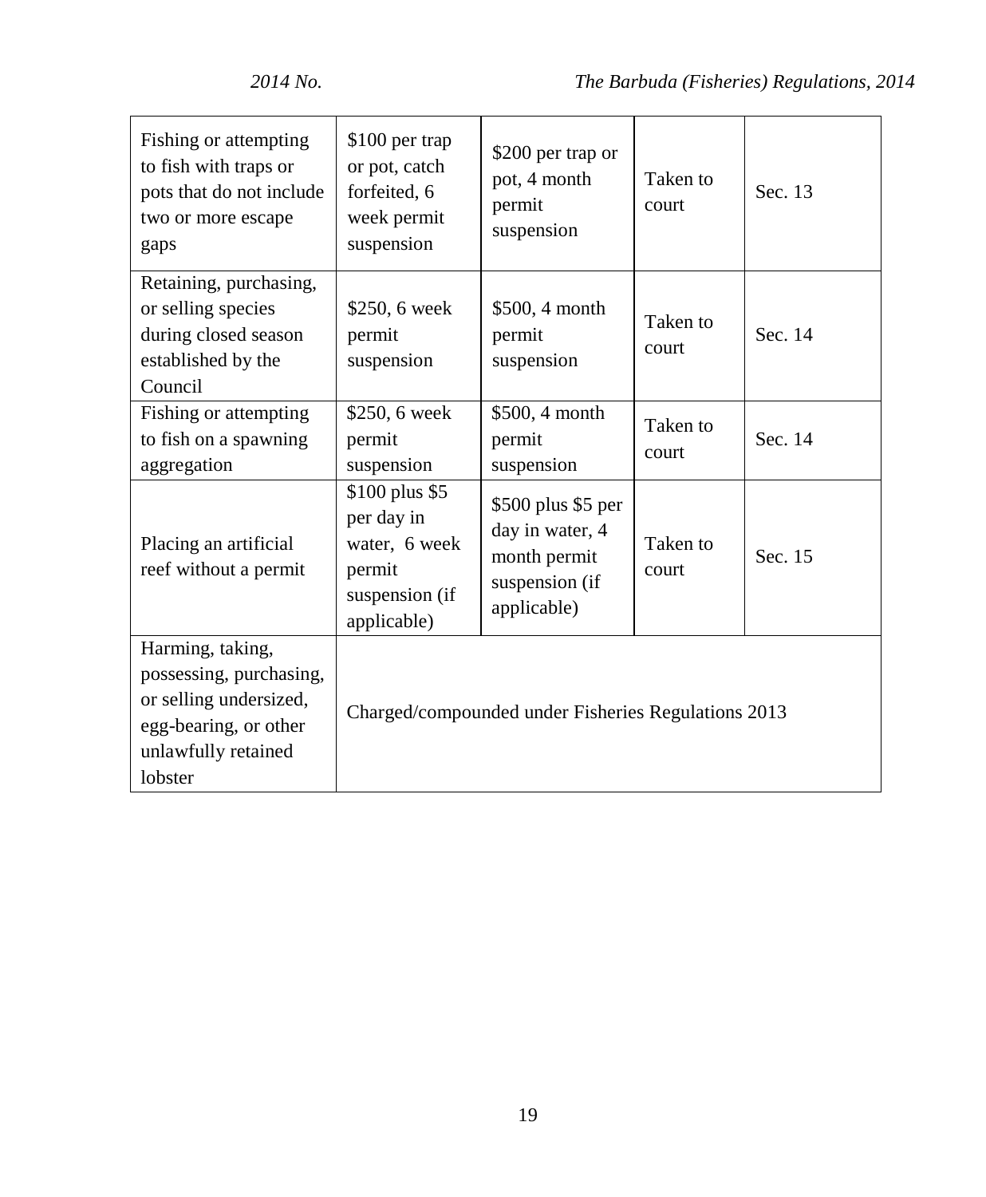| | | | | |
|---|---|---|---|---|
| Fishing or attempting to fish with traps or pots that do not include two or more escape gaps | $100 per trap or pot, catch forfeited, 6 week permit suspension | $200 per trap or pot, 4 month permit suspension | Taken to court | Sec. 13 |
| Retaining, purchasing, or selling species during closed season established by the Council | $250, 6 week permit suspension | $500, 4 month permit suspension | Taken to court | Sec. 14 |
| Fishing or attempting to fish on a spawning aggregation | $250, 6 week permit suspension | $500, 4 month permit suspension | Taken to court | Sec. 14 |
| Placing an artificial reef without a permit | $100 plus $5 per day in water, 6 week permit suspension (if applicable) | $500 plus $5 per day in water, 4 month permit suspension (if applicable) | Taken to court | Sec. 15 |
| Harming, taking, possessing, purchasing, or selling undersized, egg-bearing, or other unlawfully retained lobster | Charged/compounded under Fisheries Regulations 2013 | | | |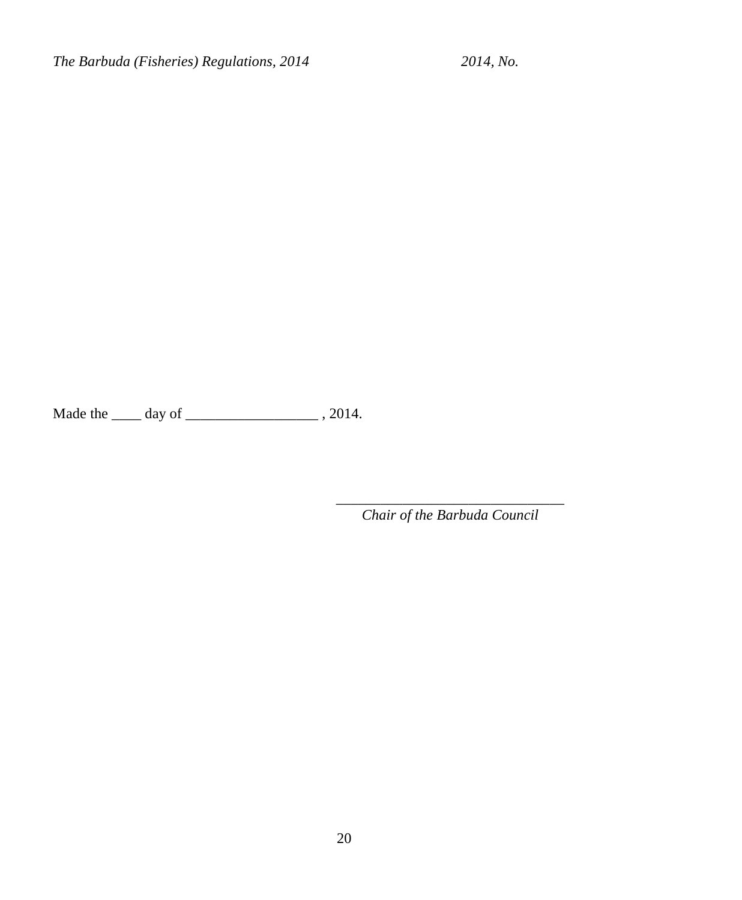Made the ____ day of __________________ , 2014.

________________________________

*Chair of the Barbuda Council*